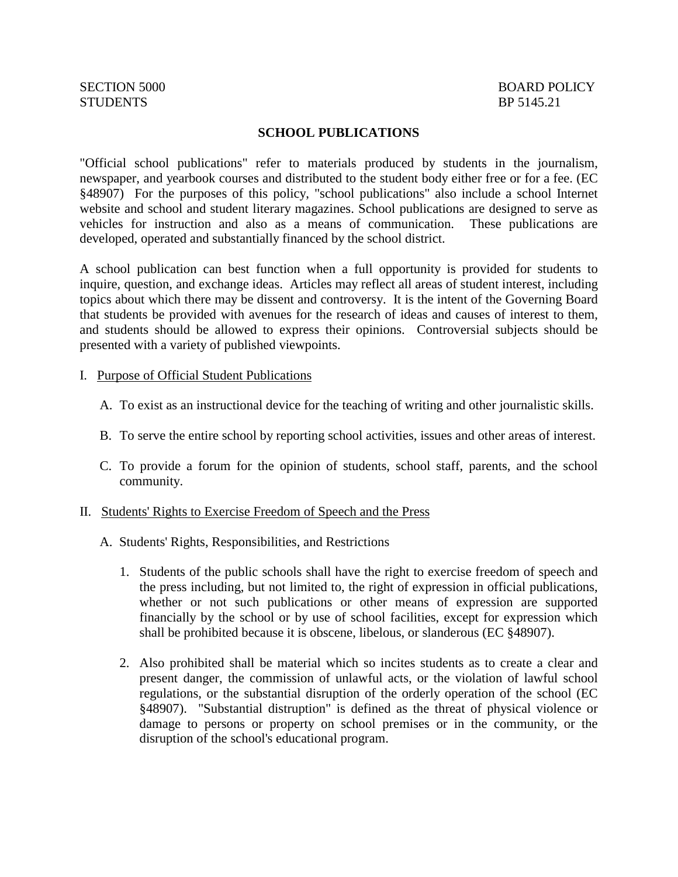SECTION 5000
STUDENTS

BOARD POLICY
BP 5145.21

# SCHOOL PUBLICATIONS

"Official school publications" refer to materials produced by students in the journalism, newspaper, and yearbook courses and distributed to the student body either free or for a fee. (EC §48907) For the purposes of this policy, "school publications" also include a school Internet website and school and student literary magazines. School publications are designed to serve as vehicles for instruction and also as a means of communication. These publications are developed, operated and substantially financed by the school district.

A school publication can best function when a full opportunity is provided for students to inquire, question, and exchange ideas. Articles may reflect all areas of student interest, including topics about which there may be dissent and controversy. It is the intent of the Governing Board that students be provided with avenues for the research of ideas and causes of interest to them, and students should be allowed to express their opinions. Controversial subjects should be presented with a variety of published viewpoints.

I. Purpose of Official Student Publications

   A. To exist as an instructional device for the teaching of writing and other journalistic skills.

   B. To serve the entire school by reporting school activities, issues and other areas of interest.

   C. To provide a forum for the opinion of students, school staff, parents, and the school community.

II. Students' Rights to Exercise Freedom of Speech and the Press

   A. Students' Rights, Responsibilities, and Restrictions

      1. Students of the public schools shall have the right to exercise freedom of speech and the press including, but not limited to, the right of expression in official publications, whether or not such publications or other means of expression are supported financially by the school or by use of school facilities, except for expression which shall be prohibited because it is obscene, libelous, or slanderous (EC §48907).

      2. Also prohibited shall be material which so incites students as to create a clear and present danger, the commission of unlawful acts, or the violation of lawful school regulations, or the substantial disruption of the orderly operation of the school (EC §48907). "Substantial distruption" is defined as the threat of physical violence or damage to persons or property on school premises or in the community, or the disruption of the school's educational program.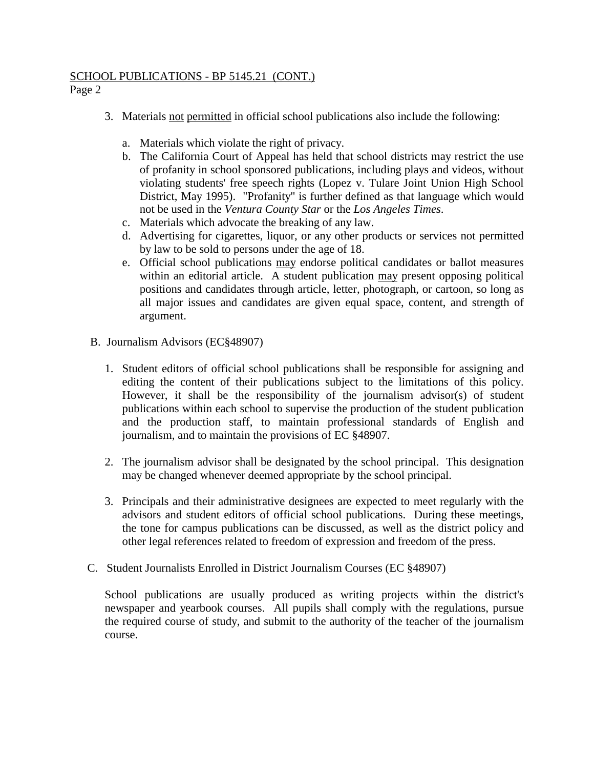3. Materials not permitted in official school publications also include the following:

   a. Materials which violate the right of privacy.
   b. The California Court of Appeal has held that school districts may restrict the use of profanity in school sponsored publications, including plays and videos, without violating students' free speech rights (Lopez v. Tulare Joint Union High School District, May 1995). "Profanity" is further defined as that language which would not be used in the *Ventura County Star* or the *Los Angeles Times*.
   c. Materials which advocate the breaking of any law.
   d. Advertising for cigarettes, liquor, or any other products or services not permitted by law to be sold to persons under the age of 18.
   e. Official school publications may endorse political candidates or ballot measures within an editorial article. A student publication may present opposing political positions and candidates through article, letter, photograph, or cartoon, so long as all major issues and candidates are given equal space, content, and strength of argument.

B. Journalism Advisors (EC§48907)

1. Student editors of official school publications shall be responsible for assigning and editing the content of their publications subject to the limitations of this policy. However, it shall be the responsibility of the journalism advisor(s) of student publications within each school to supervise the production of the student publication and the production staff, to maintain professional standards of English and journalism, and to maintain the provisions of EC §48907.

2. The journalism advisor shall be designated by the school principal. This designation may be changed whenever deemed appropriate by the school principal.

3. Principals and their administrative designees are expected to meet regularly with the advisors and student editors of official school publications. During these meetings, the tone for campus publications can be discussed, as well as the district policy and other legal references related to freedom of expression and freedom of the press.

C. Student Journalists Enrolled in District Journalism Courses (EC §48907)

School publications are usually produced as writing projects within the district's newspaper and yearbook courses. All pupils shall comply with the regulations, pursue the required course of study, and submit to the authority of the teacher of the journalism course.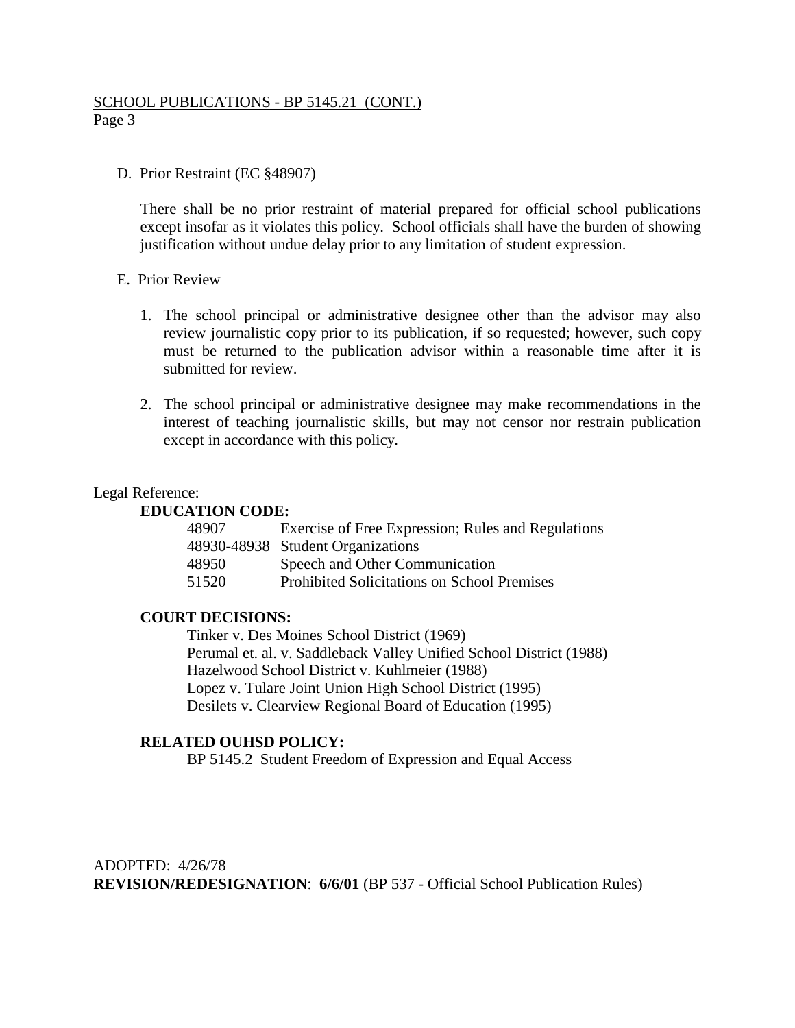D. Prior Restraint (EC §48907)

There shall be no prior restraint of material prepared for official school publications except insofar as it violates this policy. School officials shall have the burden of showing justification without undue delay prior to any limitation of student expression.

E. Prior Review

1. The school principal or administrative designee other than the advisor may also review journalistic copy prior to its publication, if so requested; however, such copy must be returned to the publication advisor within a reasonable time after it is submitted for review.

2. The school principal or administrative designee may make recommendations in the interest of teaching journalistic skills, but may not censor nor restrain publication except in accordance with this policy.

Legal Reference:

**EDUCATION CODE:**

| | |
|---|---|
| 48907 | Exercise of Free Expression; Rules and Regulations |
| 48930-48938 | Student Organizations |
| 48950 | Speech and Other Communication |
| 51520 | Prohibited Solicitations on School Premises |

**COURT DECISIONS:**

Tinker v. Des Moines School District (1969)
Perumal et. al. v. Saddleback Valley Unified School District (1988)
Hazelwood School District v. Kuhlmeier (1988)
Lopez v. Tulare Joint Union High School District (1995)
Desilets v. Clearview Regional Board of Education (1995)

**RELATED OUHSD POLICY:**

BP 5145.2 Student Freedom of Expression and Equal Access

ADOPTED: 4/26/78
**REVISION/REDESIGNATION**: **6/6/01** (BP 537 - Official School Publication Rules)